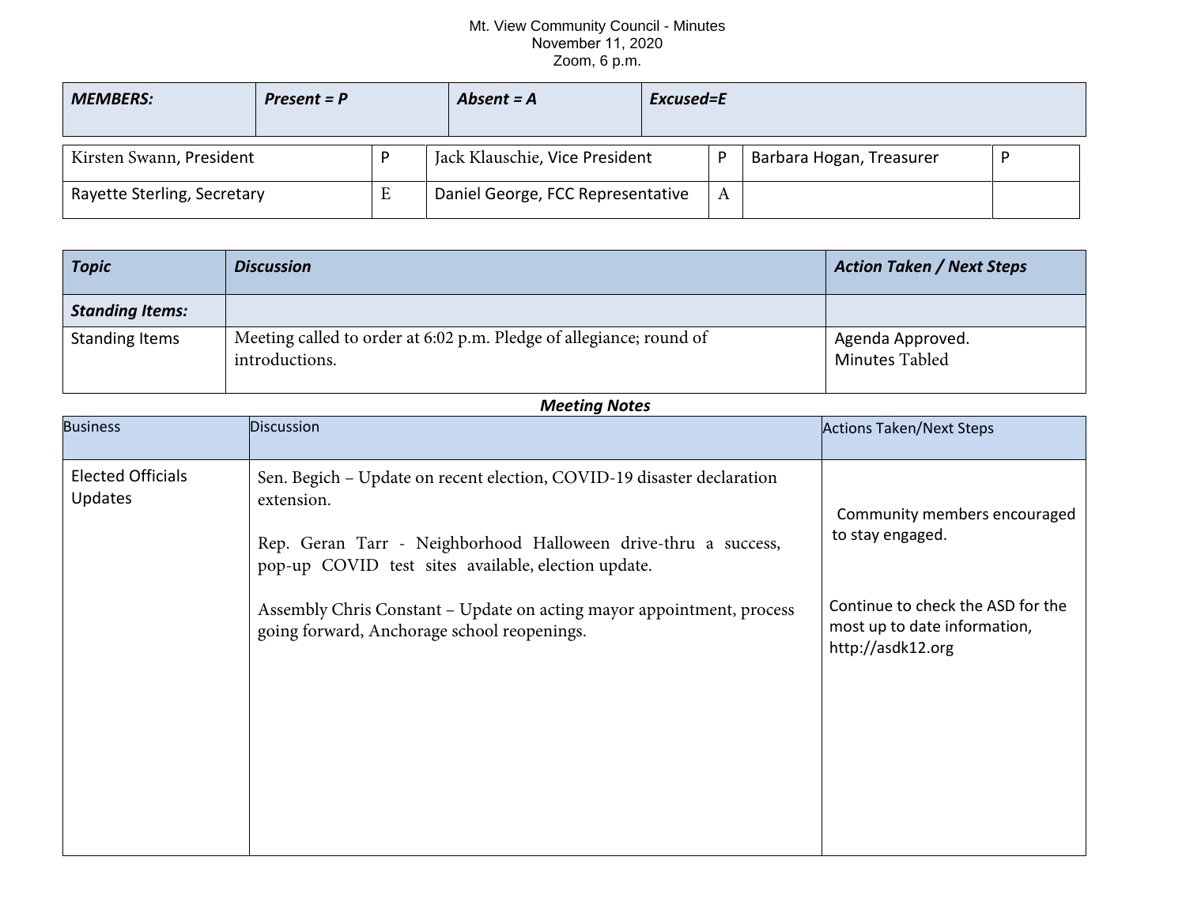Mt. View Community Council - Minutes
November 11, 2020
Zoom, 6 p.m.

| ***MEMBERS:*** | ***Present = P*** | ***Absent = A*** | ***Excused=E*** | | |
|---|---|---|---|---|---|
| Kirsten Swann, President | P | Jack Klauschie, Vice President | P | Barbara Hogan, Treasurer | P |
| Rayette Sterling, Secretary | E | Daniel George, FCC Representative | A | | |

| ***Topic*** | ***Discussion*** | ***Action Taken / Next Steps*** |
|---|---|---|
| ***Standing Items:*** | | |
| Standing Items | Meeting called to order at 6:02 p.m. Pledge of allegiance; round of introductions. | Agenda Approved.<br>Minutes Tabled |

***Meeting Notes***

| Business | Discussion | Actions Taken/Next Steps |
|---|---|---|
| Elected Officials Updates | Sen. Begich – Update on recent election, COVID-19 disaster declaration extension.<br><br>Rep. Geran Tarr - Neighborhood Halloween drive-thru a success, pop-up COVID test sites available, election update.<br><br>Assembly Chris Constant – Update on acting mayor appointment, process going forward, Anchorage school reopenings. | Community members encouraged to stay engaged.<br><br>Continue to check the ASD for the most up to date information, http://asdk12.org |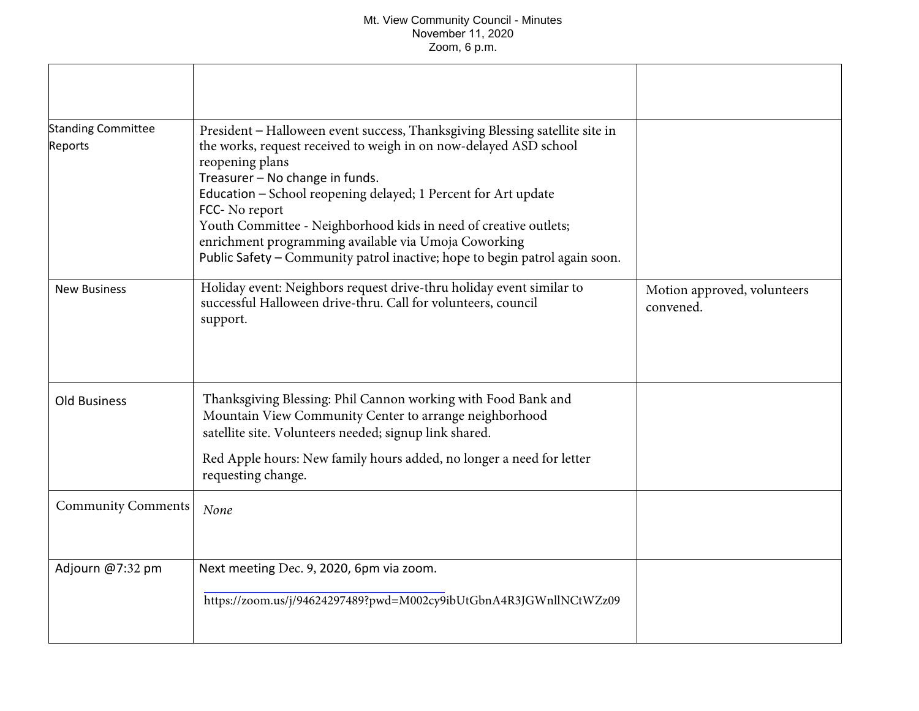Mt. View Community Council - Minutes
November 11, 2020
Zoom, 6 p.m.

| | | |
|---|---|---|
| | | |
| Standing Committee Reports | President – Halloween event success, Thanksgiving Blessing satellite site in the works, request received to weigh in on now-delayed ASD school reopening plans<br>Treasurer – No change in funds.<br>Education – School reopening delayed; 1 Percent for Art update<br>FCC- No report<br>Youth Committee - Neighborhood kids in need of creative outlets; enrichment programming available via Umoja Coworking<br>Public Safety – Community patrol inactive; hope to begin patrol again soon. | |
| New Business | Holiday event: Neighbors request drive-thru holiday event similar to successful Halloween drive-thru. Call for volunteers, council support. | Motion approved, volunteers convened. |
| Old Business | Thanksgiving Blessing: Phil Cannon working with Food Bank and Mountain View Community Center to arrange neighborhood satellite site. Volunteers needed; signup link shared.<br><br>Red Apple hours: New family hours added, no longer a need for letter requesting change. | |
| Community Comments | *None* | |
| Adjourn @7:32 pm | Next meeting Dec. 9, 2020, 6pm via zoom.<br><br>https://zoom.us/j/94624297489?pwd=M002cy9ibUtGbnA4R3JGWnllNCtWZz09 | |